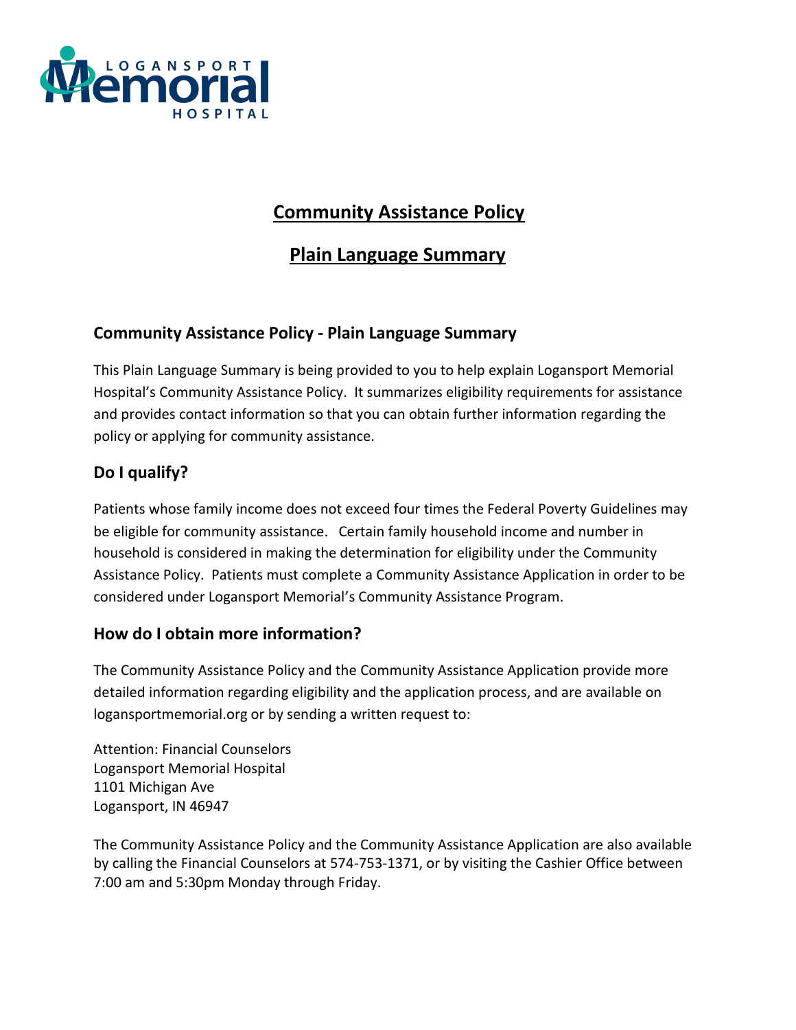# Community Assistance Policy

# Plain Language Summary

### Community Assistance Policy - Plain Language Summary

This Plain Language Summary is being provided to you to help explain Logansport Memorial Hospital's Community Assistance Policy. It summarizes eligibility requirements for assistance and provides contact information so that you can obtain further information regarding the policy or applying for community assistance.

## Do I qualify?

Patients whose family income does not exceed four times the Federal Poverty Guidelines may be eligible for community assistance. Certain family household income and number in household is considered in making the determination for eligibility under the Community Assistance Policy. Patients must complete a Community Assistance Application in order to be considered under Logansport Memorial's Community Assistance Program.

## How do I obtain more information?

The Community Assistance Policy and the Community Assistance Application provide more detailed information regarding eligibility and the application process, and are available on logansportmemorial.org or by sending a written request to:

Attention: Financial Counselors
Logansport Memorial Hospital
1101 Michigan Ave
Logansport, IN 46947

The Community Assistance Policy and the Community Assistance Application are also available by calling the Financial Counselors at 574-753-1371, or by visiting the Cashier Office between 7:00 am and 5:30pm Monday through Friday.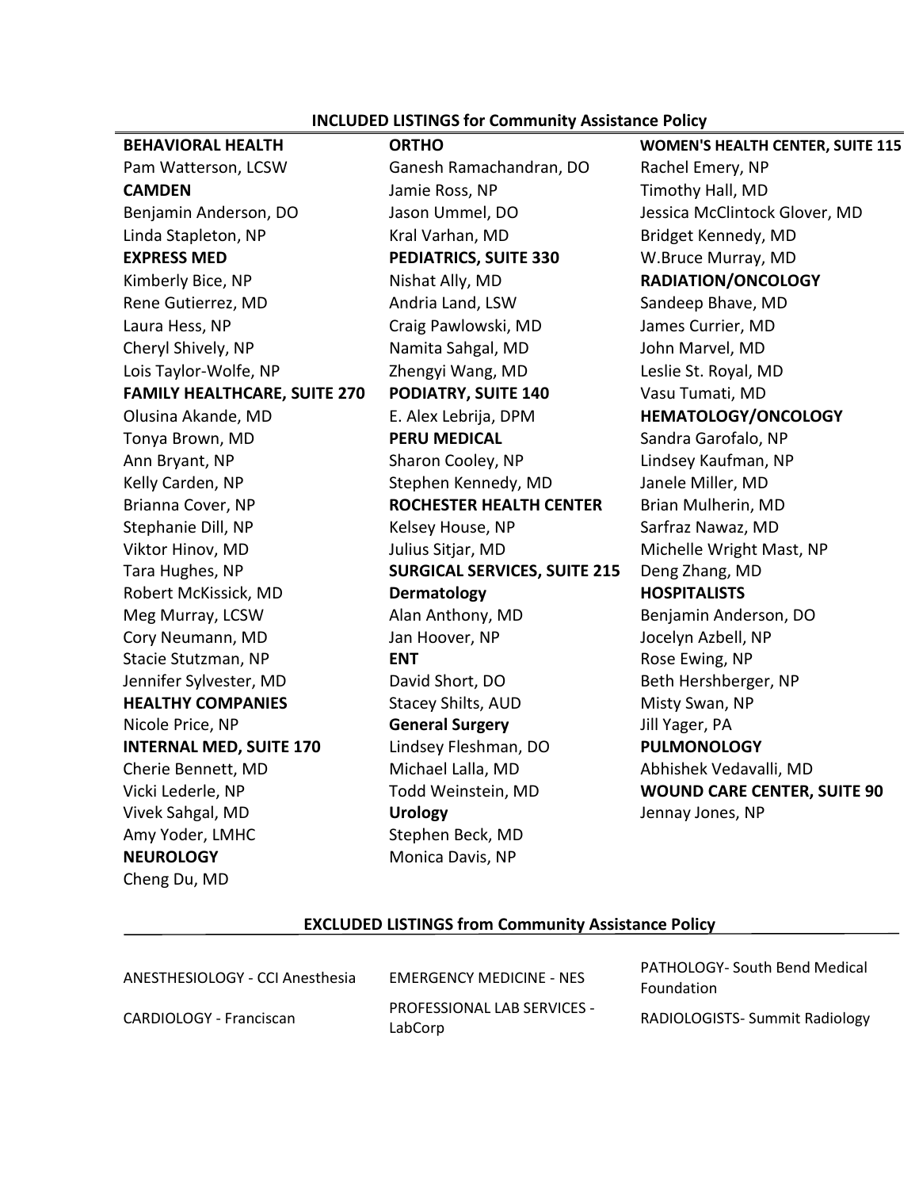## INCLUDED LISTINGS for Community Assistance Policy

**BEHAVIORAL HEALTH**
Pam Watterson, LCSW

**CAMDEN**
Benjamin Anderson, DO
Linda Stapleton, NP

**EXPRESS MED**
Kimberly Bice, NP
Rene Gutierrez, MD
Laura Hess, NP
Cheryl Shively, NP
Lois Taylor-Wolfe, NP

**FAMILY HEALTHCARE, SUITE 270**
Olusina Akande, MD
Tonya Brown, MD
Ann Bryant, NP
Kelly Carden, NP
Brianna Cover, NP
Stephanie Dill, NP
Viktor Hinov, MD
Tara Hughes, NP
Robert McKissick, MD
Meg Murray, LCSW
Cory Neumann, MD
Stacie Stutzman, NP
Jennifer Sylvester, MD

**HEALTHY COMPANIES**
Nicole Price, NP

**INTERNAL MED, SUITE 170**
Cherie Bennett, MD
Vicki Lederle, NP
Vivek Sahgal, MD
Amy Yoder, LMHC

**NEUROLOGY**
Cheng Du, MD

**ORTHO**
Ganesh Ramachandran, DO
Jamie Ross, NP
Jason Ummel, DO
Kral Varhan, MD

**PEDIATRICS, SUITE 330**
Nishat Ally, MD
Andria Land, LSW
Craig Pawlowski, MD
Namita Sahgal, MD
Zhengyi Wang, MD

**PODIATRY, SUITE 140**
E. Alex Lebrija, DPM

**PERU MEDICAL**
Sharon Cooley, NP
Stephen Kennedy, MD

**ROCHESTER HEALTH CENTER**
Kelsey House, NP
Julius Sitjar, MD

**SURGICAL SERVICES, SUITE 215**

**Dermatology**
Alan Anthony, MD
Jan Hoover, NP

**ENT**
David Short, DO
Stacey Shilts, AUD

**General Surgery**
Lindsey Fleshman, DO
Michael Lalla, MD
Todd Weinstein, MD

**Urology**
Stephen Beck, MD
Monica Davis, NP

**WOMEN'S HEALTH CENTER, SUITE 115**
Rachel Emery, NP
Timothy Hall, MD
Jessica McClintock Glover, MD
Bridget Kennedy, MD
W.Bruce Murray, MD

**RADIATION/ONCOLOGY**
Sandeep Bhave, MD
James Currier, MD
John Marvel, MD
Leslie St. Royal, MD
Vasu Tumati, MD

**HEMATOLOGY/ONCOLOGY**
Sandra Garofalo, NP
Lindsey Kaufman, NP
Janele Miller, MD
Brian Mulherin, MD
Sarfraz Nawaz, MD
Michelle Wright Mast, NP
Deng Zhang, MD

**HOSPITALISTS**
Benjamin Anderson, DO
Jocelyn Azbell, NP
Rose Ewing, NP
Beth Hershberger, NP
Misty Swan, NP
Jill Yager, PA

**PULMONOLOGY**
Abhishek Vedavalli, MD

**WOUND CARE CENTER, SUITE 90**
Jennay Jones, NP

## EXCLUDED LISTINGS from Community Assistance Policy

| | | |
|---|---|---|
| ANESTHESIOLOGY - CCI Anesthesia | EMERGENCY MEDICINE - NES | PATHOLOGY- South Bend Medical Foundation |
| CARDIOLOGY - Franciscan | PROFESSIONAL LAB SERVICES - LabCorp | RADIOLOGISTS- Summit Radiology |